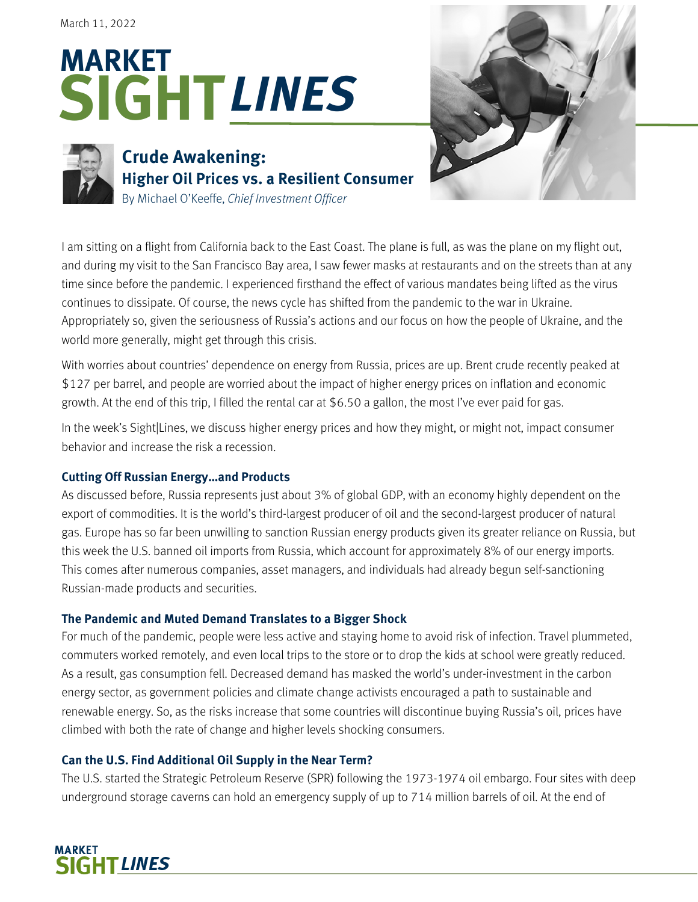March 11, 2022

# MARKET SIGHTLINES

## Crude Awakening: Higher Oil Prices vs. a Resilient Consumer

By Michael O'Keeffe, *Chief Investment Officer*

I am sitting on a flight from California back to the East Coast. The plane is full, as was the plane on my flight out, and during my visit to the San Francisco Bay area, I saw fewer masks at restaurants and on the streets than at any time since before the pandemic. I experienced firsthand the effect of various mandates being lifted as the virus continues to dissipate. Of course, the news cycle has shifted from the pandemic to the war in Ukraine. Appropriately so, given the seriousness of Russia's actions and our focus on how the people of Ukraine, and the world more generally, might get through this crisis.

With worries about countries' dependence on energy from Russia, prices are up. Brent crude recently peaked at $127 per barrel, and people are worried about the impact of higher energy prices on inflation and economic growth. At the end of this trip, I filled the rental car at $6.50 a gallon, the most I've ever paid for gas.

In the week's Sight|Lines, we discuss higher energy prices and how they might, or might not, impact consumer behavior and increase the risk a recession.

### Cutting Off Russian Energy…and Products

As discussed before, Russia represents just about 3% of global GDP, with an economy highly dependent on the export of commodities. It is the world's third-largest producer of oil and the second-largest producer of natural gas. Europe has so far been unwilling to sanction Russian energy products given its greater reliance on Russia, but this week the U.S. banned oil imports from Russia, which account for approximately 8% of our energy imports. This comes after numerous companies, asset managers, and individuals had already begun self-sanctioning Russian-made products and securities.

### The Pandemic and Muted Demand Translates to a Bigger Shock

For much of the pandemic, people were less active and staying home to avoid risk of infection. Travel plummeted, commuters worked remotely, and even local trips to the store or to drop the kids at school were greatly reduced. As a result, gas consumption fell. Decreased demand has masked the world's under-investment in the carbon energy sector, as government policies and climate change activists encouraged a path to sustainable and renewable energy. So, as the risks increase that some countries will discontinue buying Russia's oil, prices have climbed with both the rate of change and higher levels shocking consumers.

### Can the U.S. Find Additional Oil Supply in the Near Term?

The U.S. started the Strategic Petroleum Reserve (SPR) following the 1973-1974 oil embargo. Four sites with deep underground storage caverns can hold an emergency supply of up to 714 million barrels of oil. At the end of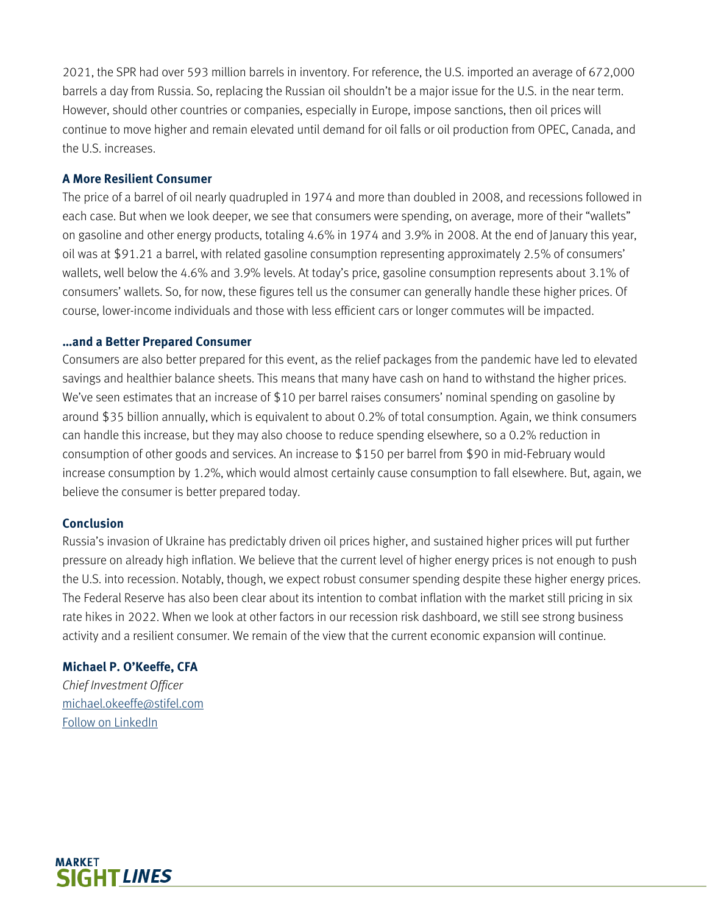2021, the SPR had over 593 million barrels in inventory. For reference, the U.S. imported an average of 672,000 barrels a day from Russia. So, replacing the Russian oil shouldn't be a major issue for the U.S. in the near term. However, should other countries or companies, especially in Europe, impose sanctions, then oil prices will continue to move higher and remain elevated until demand for oil falls or oil production from OPEC, Canada, and the U.S. increases.

### A More Resilient Consumer

The price of a barrel of oil nearly quadrupled in 1974 and more than doubled in 2008, and recessions followed in each case. But when we look deeper, we see that consumers were spending, on average, more of their "wallets" on gasoline and other energy products, totaling 4.6% in 1974 and 3.9% in 2008. At the end of January this year, oil was at $91.21 a barrel, with related gasoline consumption representing approximately 2.5% of consumers' wallets, well below the 4.6% and 3.9% levels. At today's price, gasoline consumption represents about 3.1% of consumers' wallets. So, for now, these figures tell us the consumer can generally handle these higher prices. Of course, lower-income individuals and those with less efficient cars or longer commutes will be impacted.

### …and a Better Prepared Consumer

Consumers are also better prepared for this event, as the relief packages from the pandemic have led to elevated savings and healthier balance sheets. This means that many have cash on hand to withstand the higher prices. We've seen estimates that an increase of $10 per barrel raises consumers' nominal spending on gasoline by around $35 billion annually, which is equivalent to about 0.2% of total consumption. Again, we think consumers can handle this increase, but they may also choose to reduce spending elsewhere, so a 0.2% reduction in consumption of other goods and services. An increase to $150 per barrel from $90 in mid-February would increase consumption by 1.2%, which would almost certainly cause consumption to fall elsewhere. But, again, we believe the consumer is better prepared today.

### Conclusion

Russia's invasion of Ukraine has predictably driven oil prices higher, and sustained higher prices will put further pressure on already high inflation. We believe that the current level of higher energy prices is not enough to push the U.S. into recession. Notably, though, we expect robust consumer spending despite these higher energy prices. The Federal Reserve has also been clear about its intention to combat inflation with the market still pricing in six rate hikes in 2022. When we look at other factors in our recession risk dashboard, we still see strong business activity and a resilient consumer. We remain of the view that the current economic expansion will continue.

**Michael P. O'Keeffe, CFA**
*Chief Investment Officer*
michael.okeeffe@stifel.com
Follow on LinkedIn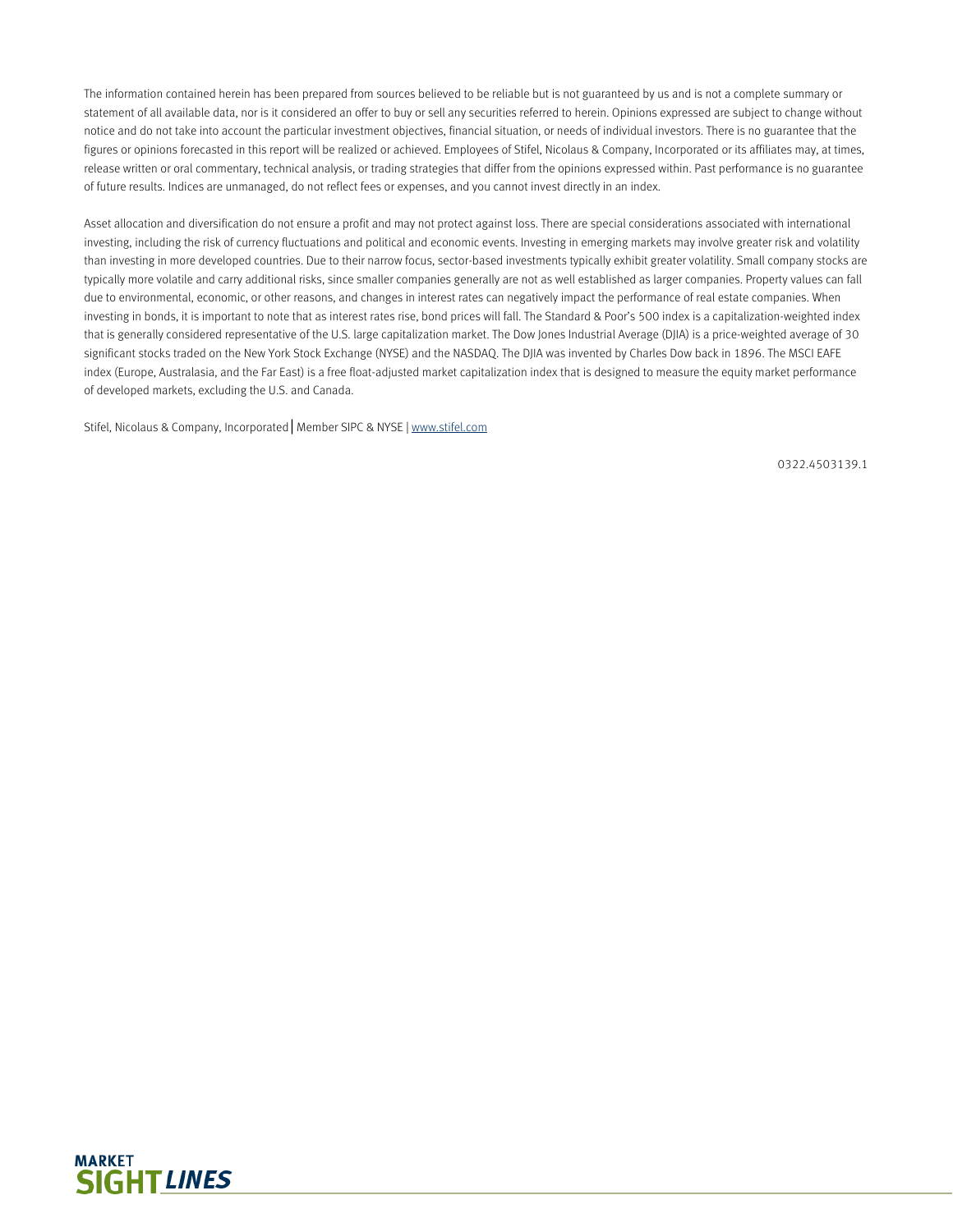The information contained herein has been prepared from sources believed to be reliable but is not guaranteed by us and is not a complete summary or statement of all available data, nor is it considered an offer to buy or sell any securities referred to herein. Opinions expressed are subject to change without notice and do not take into account the particular investment objectives, financial situation, or needs of individual investors. There is no guarantee that the figures or opinions forecasted in this report will be realized or achieved. Employees of Stifel, Nicolaus & Company, Incorporated or its affiliates may, at times, release written or oral commentary, technical analysis, or trading strategies that differ from the opinions expressed within. Past performance is no guarantee of future results. Indices are unmanaged, do not reflect fees or expenses, and you cannot invest directly in an index.

Asset allocation and diversification do not ensure a profit and may not protect against loss. There are special considerations associated with international investing, including the risk of currency fluctuations and political and economic events. Investing in emerging markets may involve greater risk and volatility than investing in more developed countries. Due to their narrow focus, sector-based investments typically exhibit greater volatility. Small company stocks are typically more volatile and carry additional risks, since smaller companies generally are not as well established as larger companies. Property values can fall due to environmental, economic, or other reasons, and changes in interest rates can negatively impact the performance of real estate companies. When investing in bonds, it is important to note that as interest rates rise, bond prices will fall. The Standard & Poor's 500 index is a capitalization-weighted index that is generally considered representative of the U.S. large capitalization market. The Dow Jones Industrial Average (DJIA) is a price-weighted average of 30 significant stocks traded on the New York Stock Exchange (NYSE) and the NASDAQ. The DJIA was invented by Charles Dow back in 1896. The MSCI EAFE index (Europe, Australasia, and the Far East) is a free float-adjusted market capitalization index that is designed to measure the equity market performance of developed markets, excluding the U.S. and Canada.

Stifel, Nicolaus & Company, Incorporated | Member SIPC & NYSE | www.stifel.com

0322.4503139.1